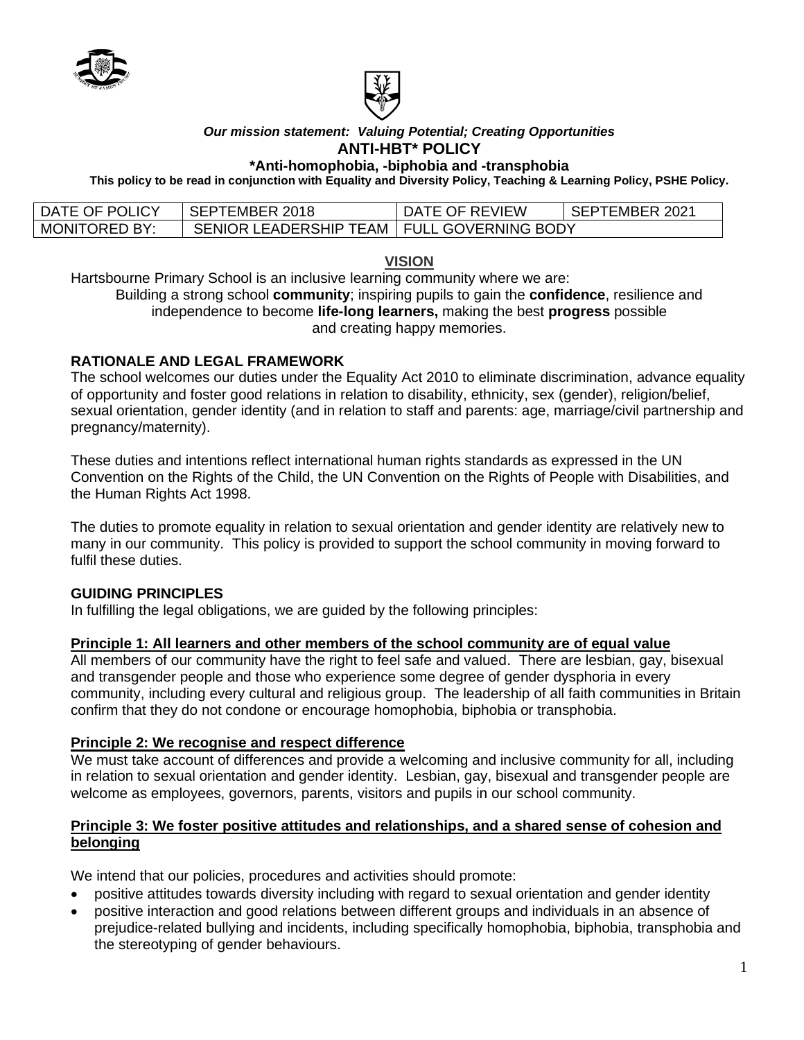***Our mission statement: Valuing Potential; Creating Opportunities***

# ANTI-HBT* POLICY

**\*Anti-homophobia, -biphobia and -transphobia**

**This policy to be read in conjunction with Equality and Diversity Policy, Teaching & Learning Policy, PSHE Policy.**

| DATE OF POLICY | SEPTEMBER 2018 | DATE OF REVIEW | SEPTEMBER 2021 |
|---|---|---|---|
| MONITORED BY: | SENIOR LEADERSHIP TEAM | FULL GOVERNING BODY | |

## VISION

Hartsbourne Primary School is an inclusive learning community where we are:

Building a strong school **community**; inspiring pupils to gain the **confidence**, resilience and independence to become **life-long learners,** making the best **progress** possible and creating happy memories.

## RATIONALE AND LEGAL FRAMEWORK

The school welcomes our duties under the Equality Act 2010 to eliminate discrimination, advance equality of opportunity and foster good relations in relation to disability, ethnicity, sex (gender), religion/belief, sexual orientation, gender identity (and in relation to staff and parents: age, marriage/civil partnership and pregnancy/maternity).

These duties and intentions reflect international human rights standards as expressed in the UN Convention on the Rights of the Child, the UN Convention on the Rights of People with Disabilities, and the Human Rights Act 1998.

The duties to promote equality in relation to sexual orientation and gender identity are relatively new to many in our community. This policy is provided to support the school community in moving forward to fulfil these duties.

## GUIDING PRINCIPLES

In fulfilling the legal obligations, we are guided by the following principles:

### Principle 1: All learners and other members of the school community are of equal value

All members of our community have the right to feel safe and valued. There are lesbian, gay, bisexual and transgender people and those who experience some degree of gender dysphoria in every community, including every cultural and religious group. The leadership of all faith communities in Britain confirm that they do not condone or encourage homophobia, biphobia or transphobia.

### Principle 2: We recognise and respect difference

We must take account of differences and provide a welcoming and inclusive community for all, including in relation to sexual orientation and gender identity. Lesbian, gay, bisexual and transgender people are welcome as employees, governors, parents, visitors and pupils in our school community.

### Principle 3: We foster positive attitudes and relationships, and a shared sense of cohesion and belonging

We intend that our policies, procedures and activities should promote:

- positive attitudes towards diversity including with regard to sexual orientation and gender identity
- positive interaction and good relations between different groups and individuals in an absence of prejudice-related bullying and incidents, including specifically homophobia, biphobia, transphobia and the stereotyping of gender behaviours.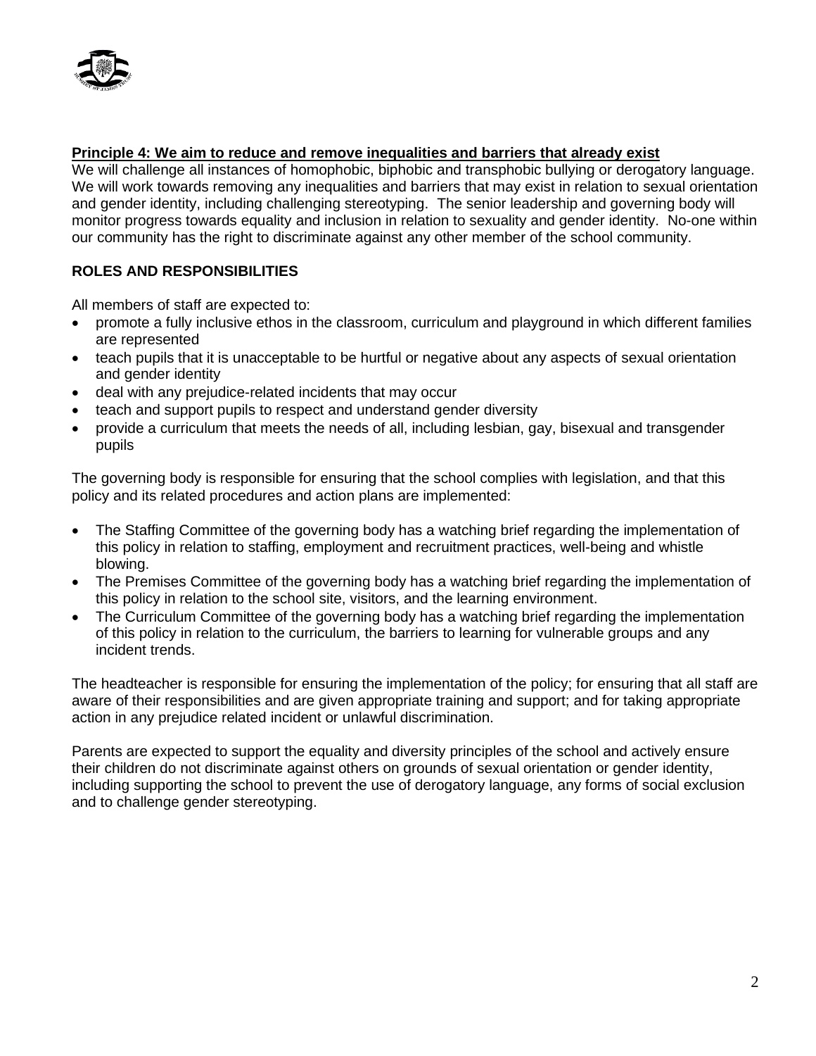**Principle 4: We aim to reduce and remove inequalities and barriers that already exist**

We will challenge all instances of homophobic, biphobic and transphobic bullying or derogatory language. We will work towards removing any inequalities and barriers that may exist in relation to sexual orientation and gender identity, including challenging stereotyping. The senior leadership and governing body will monitor progress towards equality and inclusion in relation to sexuality and gender identity. No-one within our community has the right to discriminate against any other member of the school community.

## ROLES AND RESPONSIBILITIES

All members of staff are expected to:

- promote a fully inclusive ethos in the classroom, curriculum and playground in which different families are represented
- teach pupils that it is unacceptable to be hurtful or negative about any aspects of sexual orientation and gender identity
- deal with any prejudice-related incidents that may occur
- teach and support pupils to respect and understand gender diversity
- provide a curriculum that meets the needs of all, including lesbian, gay, bisexual and transgender pupils

The governing body is responsible for ensuring that the school complies with legislation, and that this policy and its related procedures and action plans are implemented:

- The Staffing Committee of the governing body has a watching brief regarding the implementation of this policy in relation to staffing, employment and recruitment practices, well-being and whistle blowing.
- The Premises Committee of the governing body has a watching brief regarding the implementation of this policy in relation to the school site, visitors, and the learning environment.
- The Curriculum Committee of the governing body has a watching brief regarding the implementation of this policy in relation to the curriculum, the barriers to learning for vulnerable groups and any incident trends.

The headteacher is responsible for ensuring the implementation of the policy; for ensuring that all staff are aware of their responsibilities and are given appropriate training and support; and for taking appropriate action in any prejudice related incident or unlawful discrimination.

Parents are expected to support the equality and diversity principles of the school and actively ensure their children do not discriminate against others on grounds of sexual orientation or gender identity, including supporting the school to prevent the use of derogatory language, any forms of social exclusion and to challenge gender stereotyping.